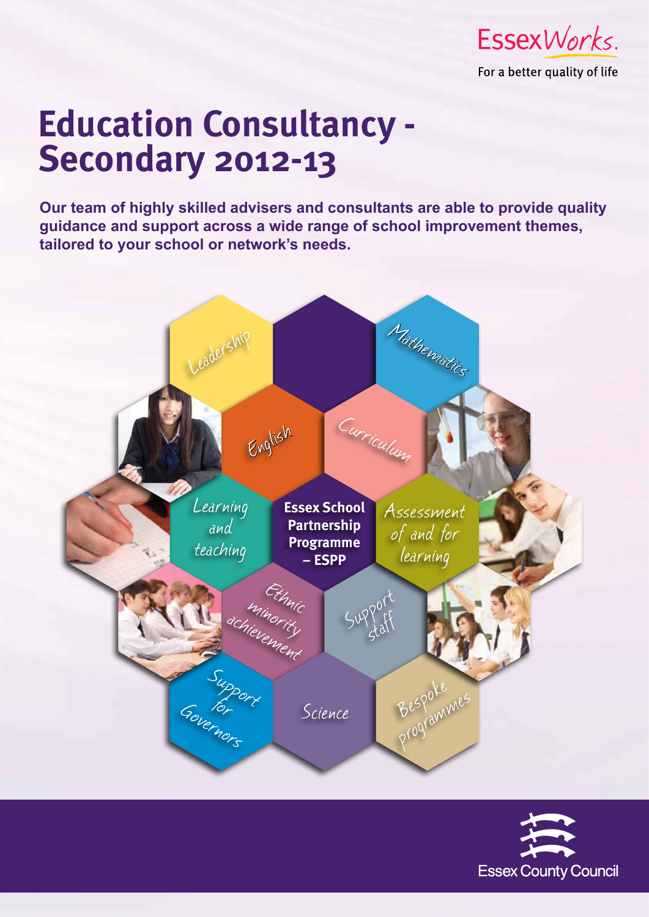EssexWorks.

For a better quality of life

# Education Consultancy - Secondary 2012-13

**Our team of highly skilled advisers and consultants are able to provide quality guidance and support across a wide range of school improvement themes, tailored to your school or network's needs.**

Leadership

Mathematics

English

Curriculum

Learning and teaching

**Essex School Partnership Programme – ESPP**

Assessment of and for learning

Ethnic minority achievement

Support staff

Support for Governors

Science

Bespoke programmes

Essex County Council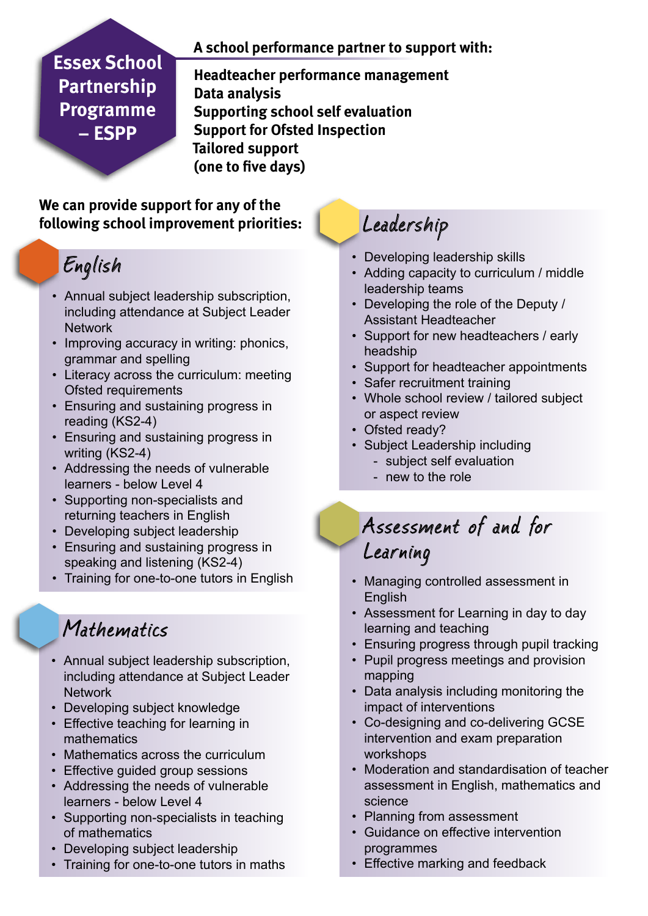# Essex School Partnership Programme – ESPP

**A school performance partner to support with:**

**Headteacher performance management**
**Data analysis**
**Supporting school self evaluation**
**Support for Ofsted Inspection**
**Tailored support (one to five days)**

**We can provide support for any of the following school improvement priorities:**

## English

- Annual subject leadership subscription, including attendance at Subject Leader Network
- Improving accuracy in writing: phonics, grammar and spelling
- Literacy across the curriculum: meeting Ofsted requirements
- Ensuring and sustaining progress in reading (KS2-4)
- Ensuring and sustaining progress in writing (KS2-4)
- Addressing the needs of vulnerable learners - below Level 4
- Supporting non-specialists and returning teachers in English
- Developing subject leadership
- Ensuring and sustaining progress in speaking and listening (KS2-4)
- Training for one-to-one tutors in English

## Mathematics

- Annual subject leadership subscription, including attendance at Subject Leader Network
- Developing subject knowledge
- Effective teaching for learning in mathematics
- Mathematics across the curriculum
- Effective guided group sessions
- Addressing the needs of vulnerable learners - below Level 4
- Supporting non-specialists in teaching of mathematics
- Developing subject leadership
- Training for one-to-one tutors in maths

## Leadership

- Developing leadership skills
- Adding capacity to curriculum / middle leadership teams
- Developing the role of the Deputy / Assistant Headteacher
- Support for new headteachers / early headship
- Support for headteacher appointments
- Safer recruitment training
- Whole school review / tailored subject or aspect review
- Ofsted ready?
- Subject Leadership including
  - subject self evaluation
  - new to the role

## Assessment of and for Learning

- Managing controlled assessment in English
- Assessment for Learning in day to day learning and teaching
- Ensuring progress through pupil tracking
- Pupil progress meetings and provision mapping
- Data analysis including monitoring the impact of interventions
- Co-designing and co-delivering GCSE intervention and exam preparation workshops
- Moderation and standardisation of teacher assessment in English, mathematics and science
- Planning from assessment
- Guidance on effective intervention programmes
- Effective marking and feedback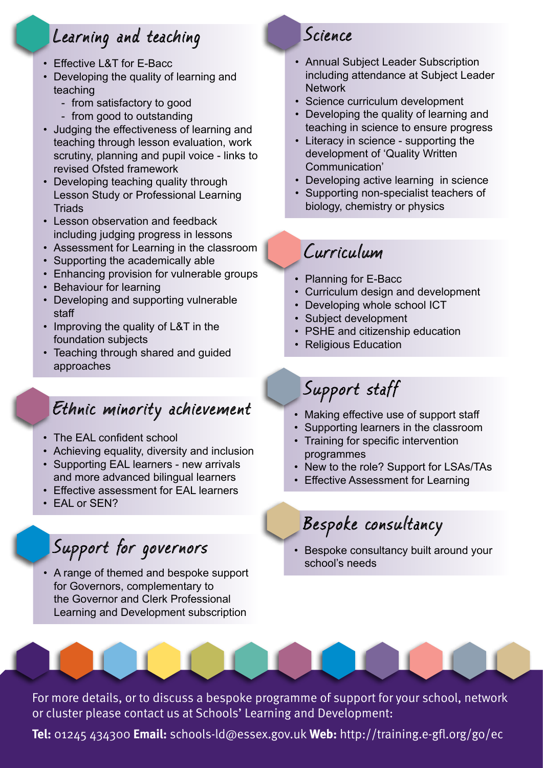## Learning and teaching

- Effective L&T for E-Bacc
- Developing the quality of learning and teaching
  - from satisfactory to good
  - from good to outstanding
- Judging the effectiveness of learning and teaching through lesson evaluation, work scrutiny, planning and pupil voice - links to revised Ofsted framework
- Developing teaching quality through Lesson Study or Professional Learning Triads
- Lesson observation and feedback including judging progress in lessons
- Assessment for Learning in the classroom
- Supporting the academically able
- Enhancing provision for vulnerable groups
- Behaviour for learning
- Developing and supporting vulnerable staff
- Improving the quality of L&T in the foundation subjects
- Teaching through shared and guided approaches

## Ethnic minority achievement

- The EAL confident school
- Achieving equality, diversity and inclusion
- Supporting EAL learners - new arrivals and more advanced bilingual learners
- Effective assessment for EAL learners
- EAL or SEN?

## Support for governors

- A range of themed and bespoke support for Governors, complementary to the Governor and Clerk Professional Learning and Development subscription

## Science

- Annual Subject Leader Subscription including attendance at Subject Leader Network
- Science curriculum development
- Developing the quality of learning and teaching in science to ensure progress
- Literacy in science - supporting the development of 'Quality Written Communication'
- Developing active learning in science
- Supporting non-specialist teachers of biology, chemistry or physics

## Curriculum

- Planning for E-Bacc
- Curriculum design and development
- Developing whole school ICT
- Subject development
- PSHE and citizenship education
- Religious Education

## Support staff

- Making effective use of support staff
- Supporting learners in the classroom
- Training for specific intervention programmes
- New to the role? Support for LSAs/TAs
- Effective Assessment for Learning

## Bespoke consultancy

- Bespoke consultancy built around your school's needs

For more details, or to discuss a bespoke programme of support for your school, network or cluster please contact us at Schools' Learning and Development:

**Tel:** 01245 434300 **Email:** schools-ld@essex.gov.uk **Web:** http://training.e-gfl.org/go/ec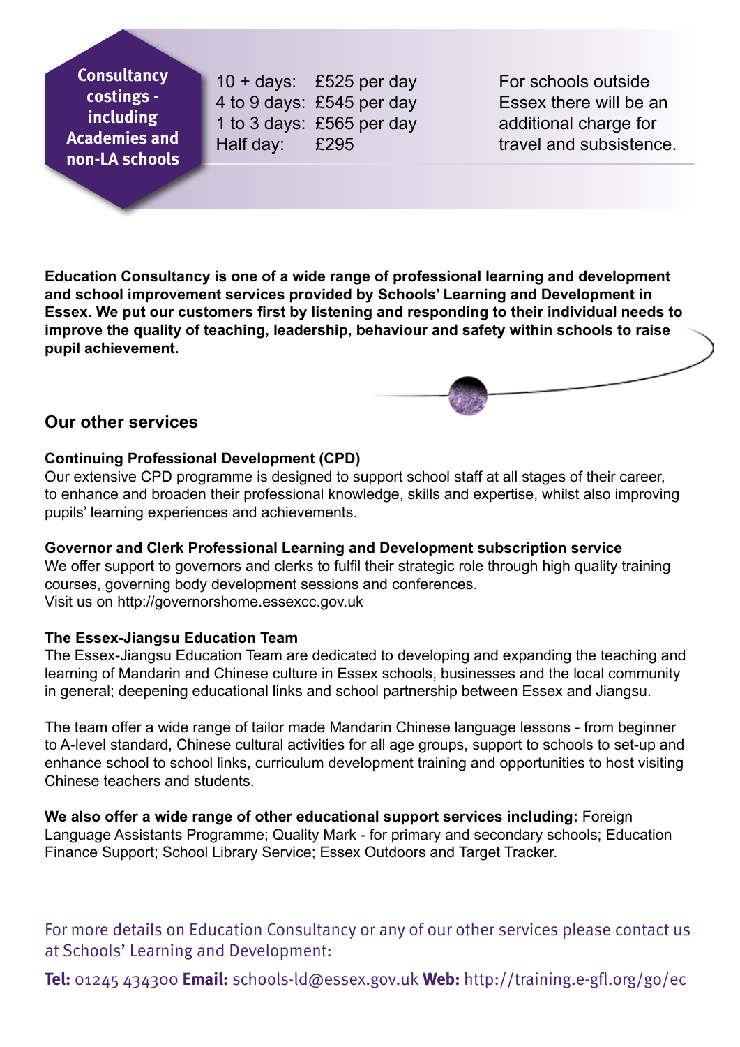**Consultancy costings - including Academies and non-LA schools**

| | |
|---|---|
| 10 + days: | £525 per day |
| 4 to 9 days: | £545 per day |
| 1 to 3 days: | £565 per day |
| Half day: | £295 |

For schools outside Essex there will be an additional charge for travel and subsistence.

**Education Consultancy is one of a wide range of professional learning and development and school improvement services provided by Schools' Learning and Development in Essex. We put our customers first by listening and responding to their individual needs to improve the quality of teaching, leadership, behaviour and safety within schools to raise pupil achievement.**

## Our other services

**Continuing Professional Development (CPD)**

Our extensive CPD programme is designed to support school staff at all stages of their career, to enhance and broaden their professional knowledge, skills and expertise, whilst also improving pupils' learning experiences and achievements.

**Governor and Clerk Professional Learning and Development subscription service**

We offer support to governors and clerks to fulfil their strategic role through high quality training courses, governing body development sessions and conferences.
Visit us on http://governorshome.essexcc.gov.uk

**The Essex-Jiangsu Education Team**

The Essex-Jiangsu Education Team are dedicated to developing and expanding the teaching and learning of Mandarin and Chinese culture in Essex schools, businesses and the local community in general; deepening educational links and school partnership between Essex and Jiangsu.

The team offer a wide range of tailor made Mandarin Chinese language lessons - from beginner to A-level standard, Chinese cultural activities for all age groups, support to schools to set-up and enhance school to school links, curriculum development training and opportunities to host visiting Chinese teachers and students.

**We also offer a wide range of other educational support services including:** Foreign Language Assistants Programme; Quality Mark - for primary and secondary schools; Education Finance Support; School Library Service; Essex Outdoors and Target Tracker.

For more details on Education Consultancy or any of our other services please contact us at Schools' Learning and Development:

**Tel:** 01245 434300 **Email:** schools-ld@essex.gov.uk **Web:** http://training.e-gfl.org/go/ec